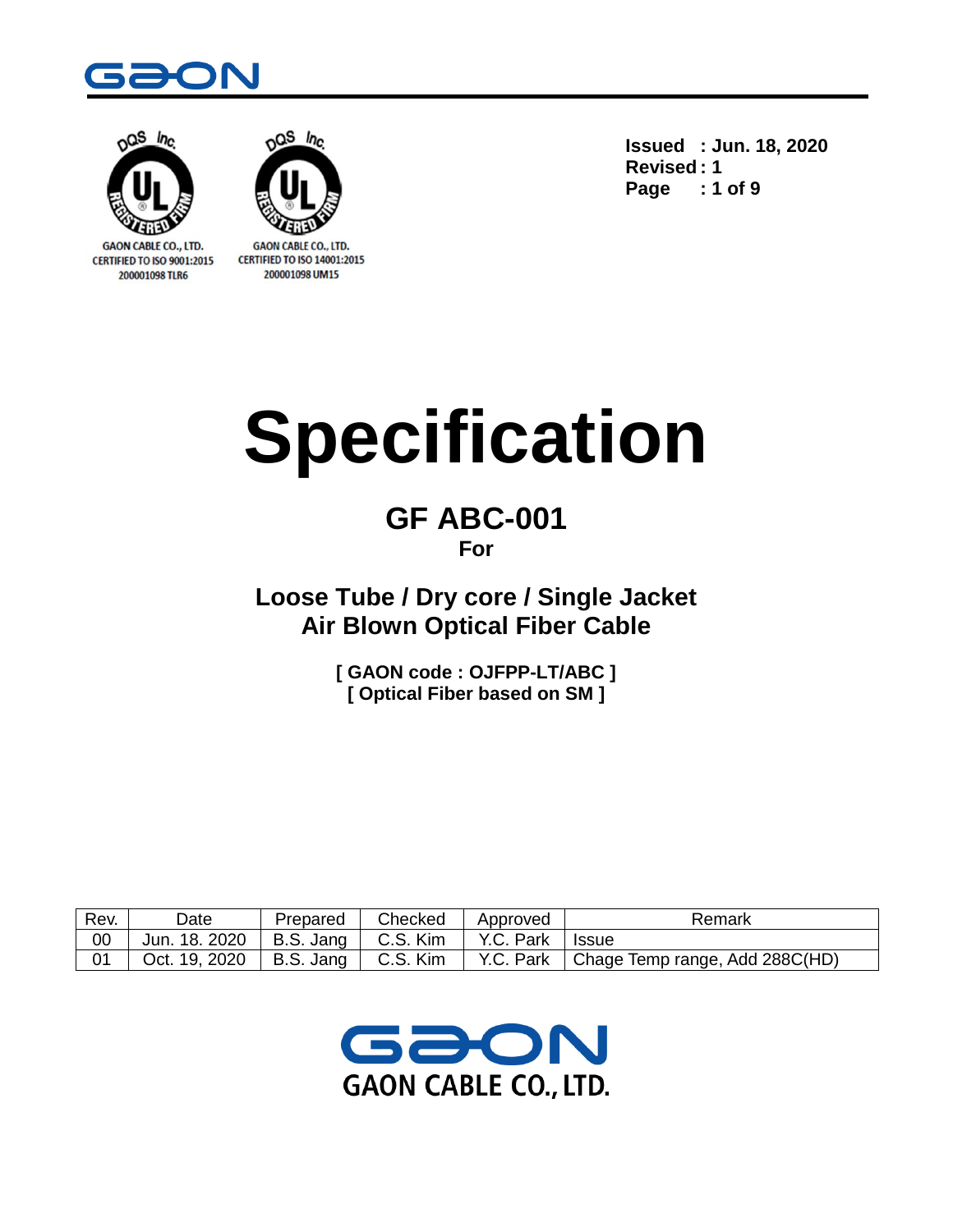GAON CABLE CO., LTD.
CERTIFIED TO ISO 9001:2015
200001098 TLR6

GAON CABLE CO., LTD.
CERTIFIED TO ISO 14001:2015
200001098 UM15

**Issued : Jun. 18, 2020**
**Revised : 1**

# Specification

## GF ABC-001

**For**

## Loose Tube / Dry core / Single Jacket Air Blown Optical Fiber Cable

**[ GAON code : OJFPP-LT/ABC ]**
**[ Optical Fiber based on SM ]**

| Rev. | Date | Prepared | Checked | Approved | Remark |
|---|---|---|---|---|---|
| 00 | Jun. 18. 2020 | B.S. Jang | C.S. Kim | Y.C. Park | Issue |
| 01 | Oct. 19, 2020 | B.S. Jang | C.S. Kim | Y.C. Park | Chage Temp range, Add 288C(HD) |

GAON CABLE CO., LTD.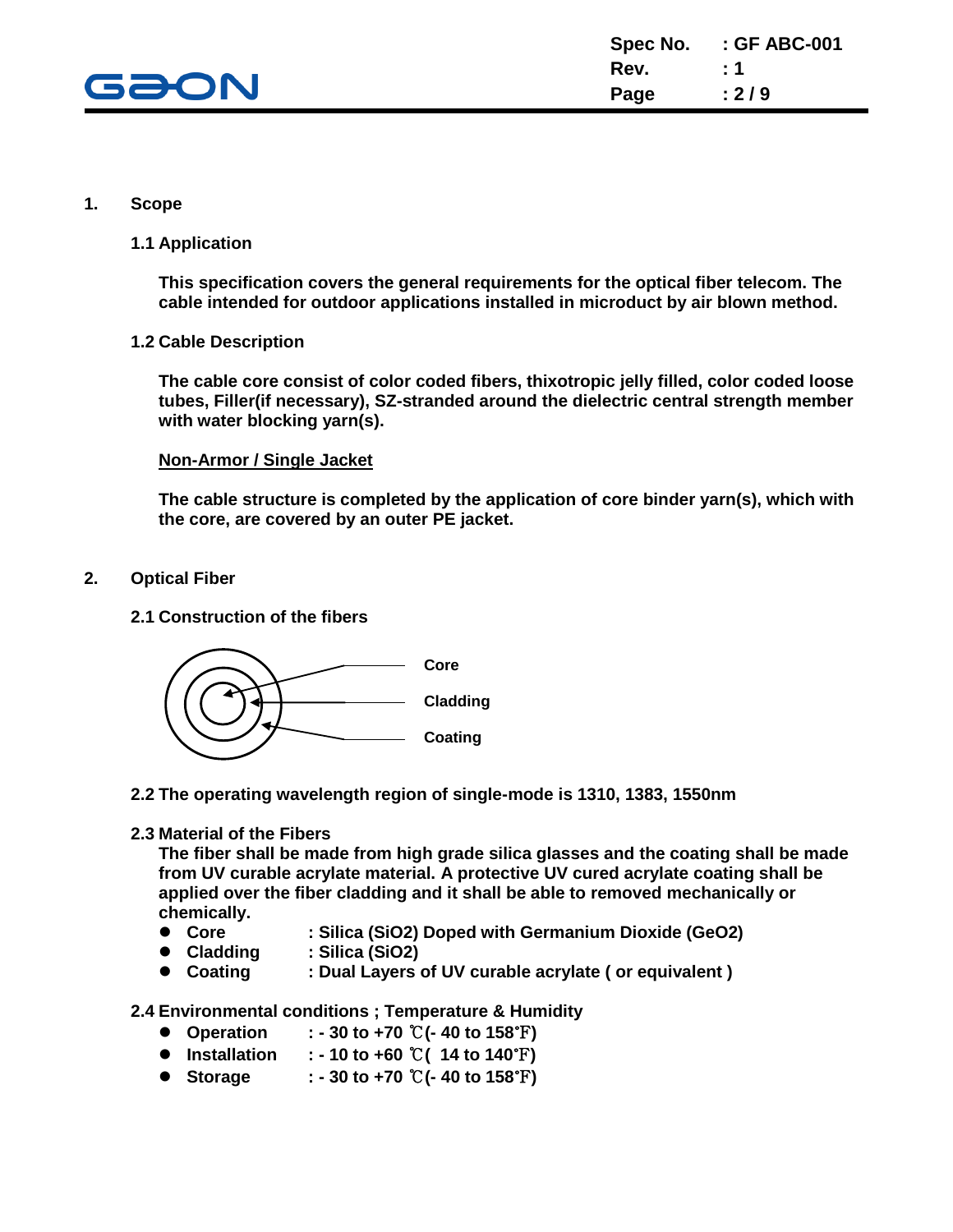## 1. Scope

### 1.1 Application

**This specification covers the general requirements for the optical fiber telecom. The cable intended for outdoor applications installed in microduct by air blown method.**

### 1.2 Cable Description

**The cable core consist of color coded fibers, thixotropic jelly filled, color coded loose tubes, Filler(if necessary), SZ-stranded around the dielectric central strength member with water blocking yarn(s).**

**<u>Non-Armor / Single Jacket</u>**

**The cable structure is completed by the application of core binder yarn(s), which with the core, are covered by an outer PE jacket.**

## 2. Optical Fiber

### 2.1 Construction of the fibers

Core

Cladding

Coating

### 2.2 The operating wavelength region of single-mode is 1310, 1383, 1550nm

### 2.3 Material of the Fibers

**The fiber shall be made from high grade silica glasses and the coating shall be made from UV curable acrylate material. A protective UV cured acrylate coating shall be applied over the fiber cladding and it shall be able to removed mechanically or chemically.**

- **Core : Silica ($SiO_2$) Doped with Germanium Dioxide ($GeO_2$)**
- **Cladding : Silica ($SiO_2$)**
- **Coating : Dual Layers of UV curable acrylate ( or equivalent )**

### 2.4 Environmental conditions ; Temperature & Humidity

- **Operation : - 30 to +70 ℃(- 40 to 158℉)**
- **Installation : - 10 to +60 ℃( 14 to 140℉)**
- **Storage : - 30 to +70 ℃(- 40 to 158℉)**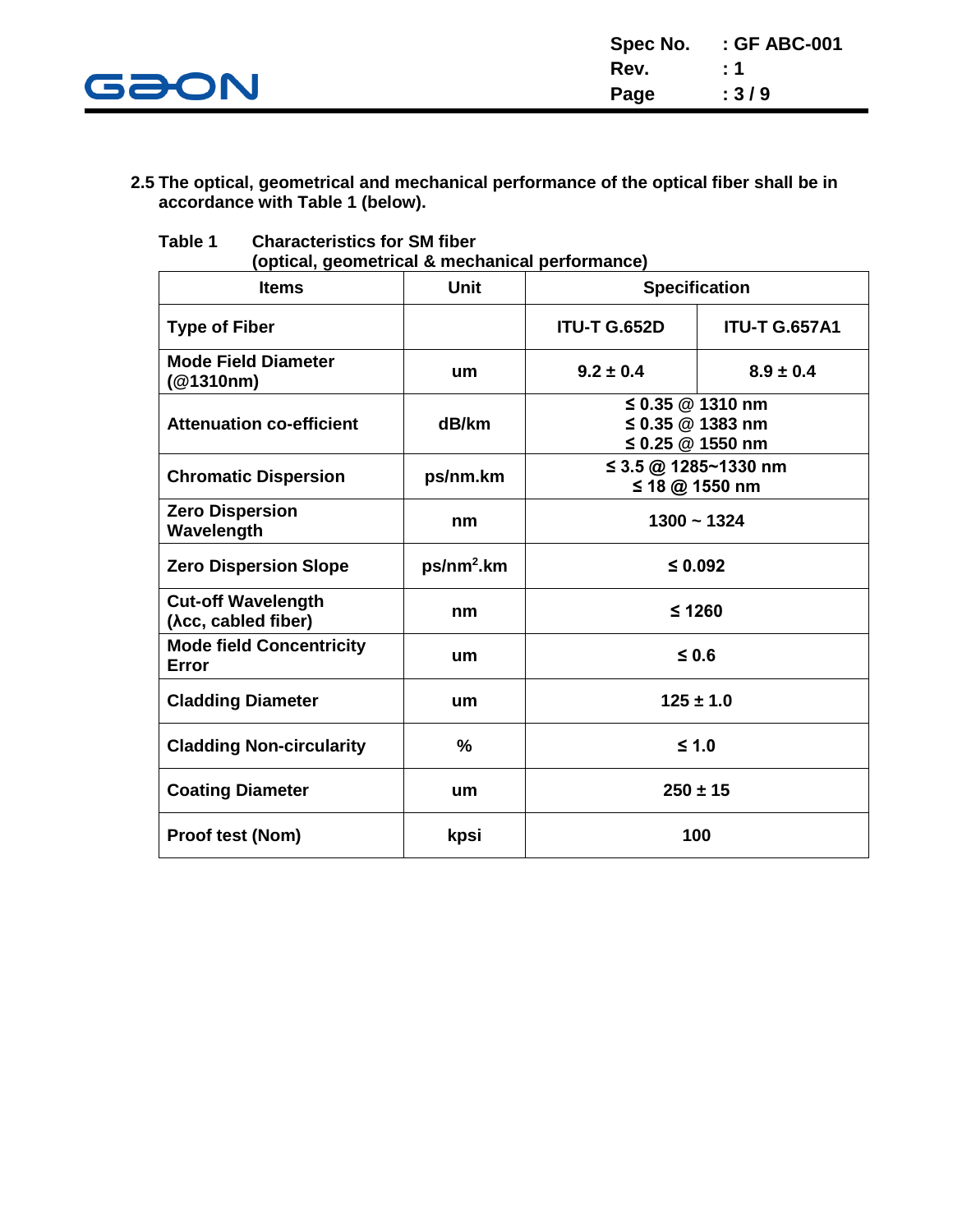**2.5 The optical, geometrical and mechanical performance of the optical fiber shall be in accordance with Table 1 (below).**

**Table 1 Characteristics for SM fiber (optical, geometrical & mechanical performance)**

| Items | Unit | Specification | |
|---|---|---|---|
| Type of Fiber | | ITU-T G.652D | ITU-T G.657A1 |
| Mode Field Diameter (@1310nm) | um | 9.2 ± 0.4 | 8.9 ± 0.4 |
| Attenuation co-efficient | dB/km | ≤ 0.35 @ 1310 nm<br>≤ 0.35 @ 1383 nm<br>≤ 0.25 @ 1550 nm | |
| Chromatic Dispersion | ps/nm.km | ≤ 3.5 @ 1285~1330 nm<br>≤ 18 @ 1550 nm | |
| Zero Dispersion Wavelength | nm | 1300 ~ 1324 | |
| Zero Dispersion Slope | $ps/nm^2.km$ | ≤ 0.092 | |
| Cut-off Wavelength ($\lambda cc$, cabled fiber) | nm | ≤ 1260 | |
| Mode field Concentricity Error | um | ≤ 0.6 | |
| Cladding Diameter | um | 125 ± 1.0 | |
| Cladding Non-circularity | % | ≤ 1.0 | |
| Coating Diameter | um | 250 ± 15 | |
| Proof test (Nom) | kpsi | 100 | |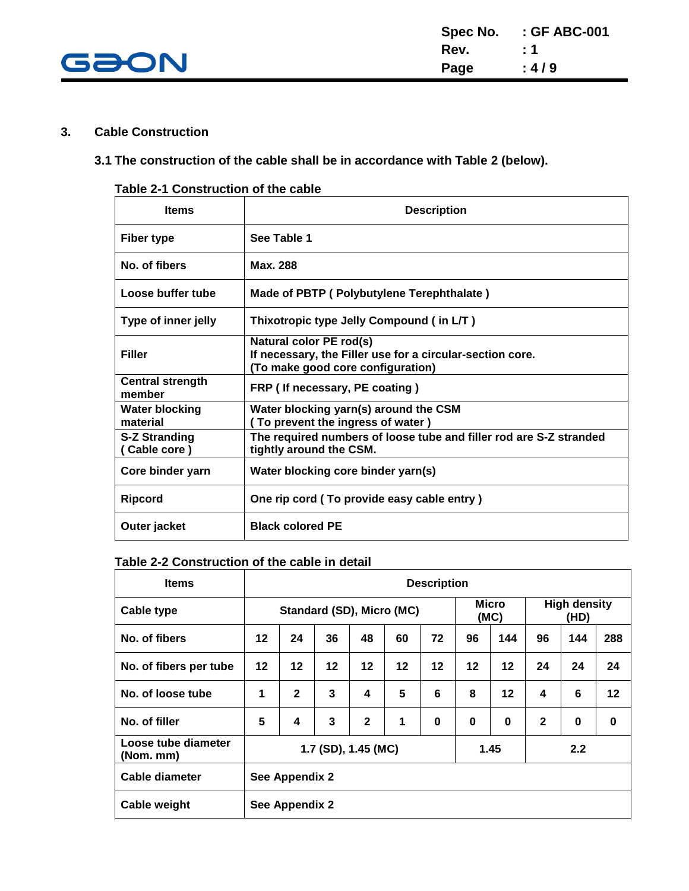## 3. Cable Construction

### 3.1 The construction of the cable shall be in accordance with Table 2 (below).

**Table 2-1 Construction of the cable**

| Items | Description |
|---|---|
| Fiber type | See Table 1 |
| No. of fibers | Max. 288 |
| Loose buffer tube | Made of PBTP ( Polybutylene Terephthalate ) |
| Type of inner jelly | Thixotropic type Jelly Compound ( in L/T ) |
| Filler | Natural color PE rod(s)<br>If necessary, the Filler use for a circular-section core.<br>(To make good core configuration) |
| Central strength member | FRP ( If necessary, PE coating ) |
| Water blocking material | Water blocking yarn(s) around the CSM<br>( To prevent the ingress of water ) |
| S-Z Stranding ( Cable core ) | The required numbers of loose tube and filler rod are S-Z stranded tightly around the CSM. |
| Core binder yarn | Water blocking core binder yarn(s) |
| Ripcord | One rip cord ( To provide easy cable entry ) |
| Outer jacket | Black colored PE |

**Table 2-2 Construction of the cable in detail**

| Items | Description | | | | | | | | | | |
|---|---|---|---|---|---|---|---|---|---|---|---|
| Cable type | Standard (SD), Micro (MC) | | | | | | Micro (MC) | | High density (HD) | | |
| No. of fibers | 12 | 24 | 36 | 48 | 60 | 72 | 96 | 144 | 96 | 144 | 288 |
| No. of fibers per tube | 12 | 12 | 12 | 12 | 12 | 12 | 12 | 12 | 24 | 24 | 24 |
| No. of loose tube | 1 | 2 | 3 | 4 | 5 | 6 | 8 | 12 | 4 | 6 | 12 |
| No. of filler | 5 | 4 | 3 | 2 | 1 | 0 | 0 | 0 | 2 | 0 | 0 |
| Loose tube diameter (Nom. mm) | 1.7 (SD), 1.45 (MC) | | | | | | 1.45 | | 2.2 | | |
| Cable diameter | See Appendix 2 | | | | | | | | | | |
| Cable weight | See Appendix 2 | | | | | | | | | | |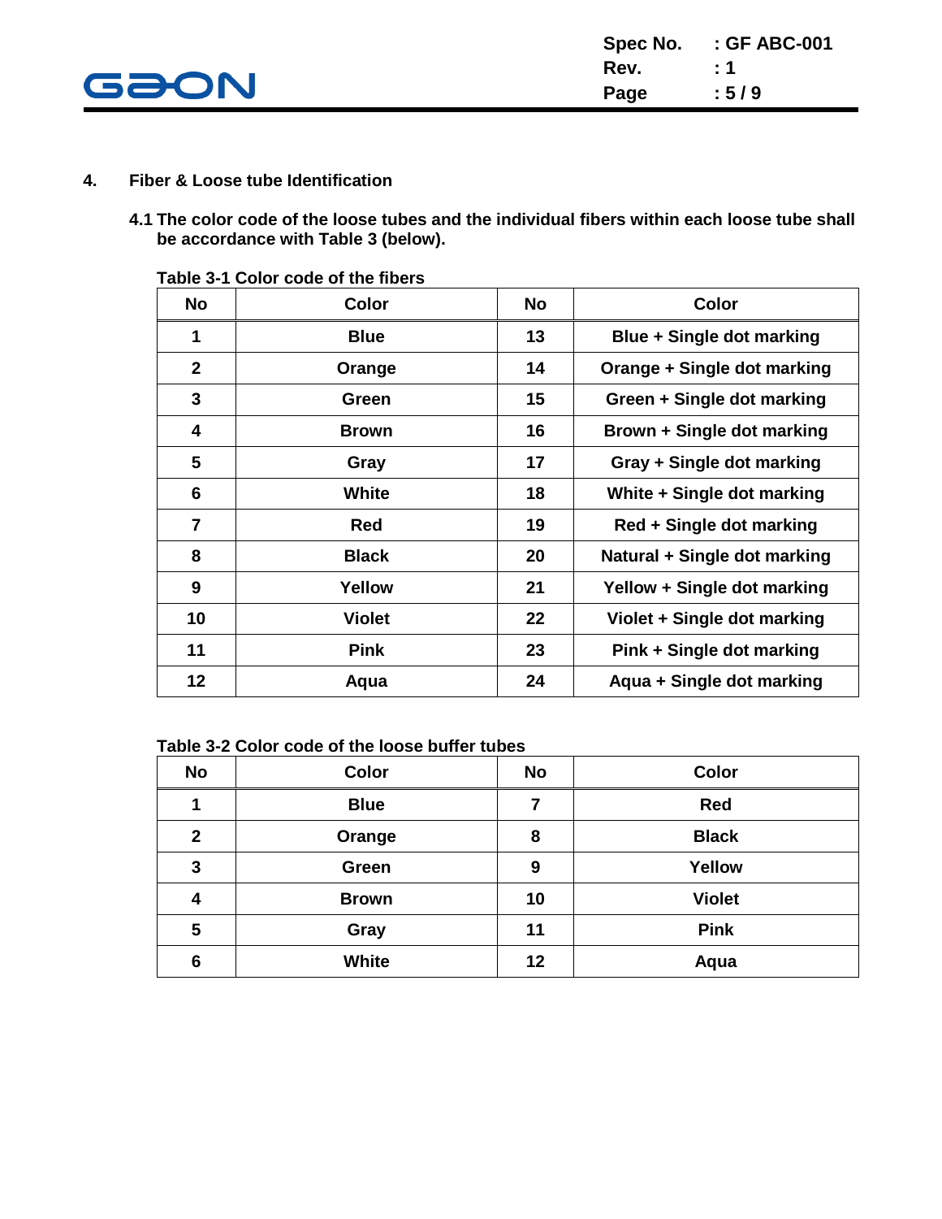## 4. Fiber & Loose tube Identification

**4.1 The color code of the loose tubes and the individual fibers within each loose tube shall be accordance with Table 3 (below).**

**Table 3-1 Color code of the fibers**

| No | Color | No | Color |
|---|---|---|---|
| 1 | Blue | 13 | Blue + Single dot marking |
| 2 | Orange | 14 | Orange + Single dot marking |
| 3 | Green | 15 | Green + Single dot marking |
| 4 | Brown | 16 | Brown + Single dot marking |
| 5 | Gray | 17 | Gray + Single dot marking |
| 6 | White | 18 | White + Single dot marking |
| 7 | Red | 19 | Red + Single dot marking |
| 8 | Black | 20 | Natural + Single dot marking |
| 9 | Yellow | 21 | Yellow + Single dot marking |
| 10 | Violet | 22 | Violet + Single dot marking |
| 11 | Pink | 23 | Pink + Single dot marking |
| 12 | Aqua | 24 | Aqua + Single dot marking |

**Table 3-2 Color code of the loose buffer tubes**

| No | Color | No | Color |
|---|---|---|---|
| 1 | Blue | 7 | Red |
| 2 | Orange | 8 | Black |
| 3 | Green | 9 | Yellow |
| 4 | Brown | 10 | Violet |
| 5 | Gray | 11 | Pink |
| 6 | White | 12 | Aqua |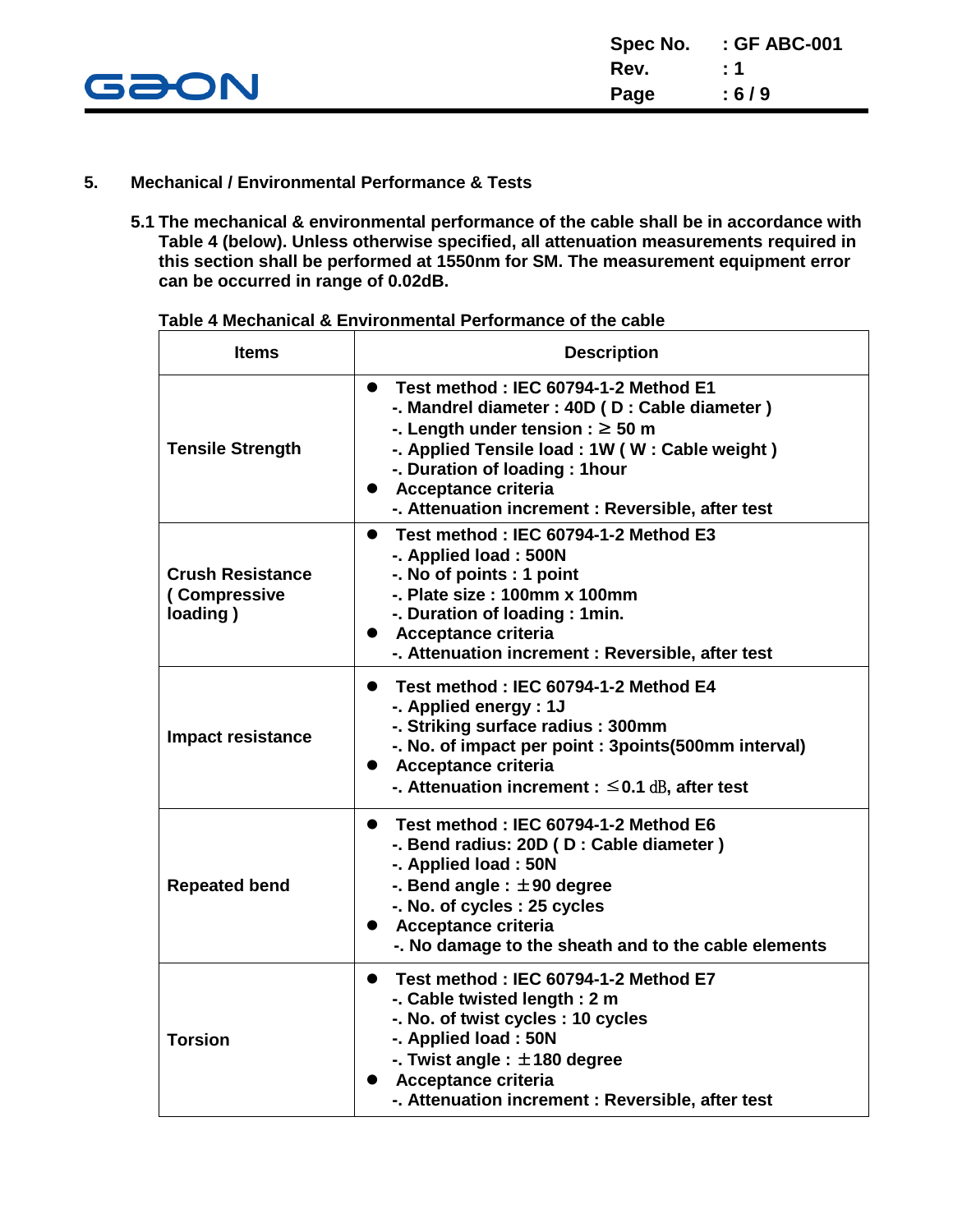## 5. Mechanical / Environmental Performance & Tests

**5.1 The mechanical & environmental performance of the cable shall be in accordance with Table 4 (below). Unless otherwise specified, all attenuation measurements required in this section shall be performed at 1550nm for SM. The measurement equipment error can be occurred in range of 0.02dB.**

**Table 4 Mechanical & Environmental Performance of the cable**

| Items | Description |
|---|---|
| **Tensile Strength** | ● Test method : IEC 60794-1-2 Method E1<br>-. Mandrel diameter : 40D ( D : Cable diameter )<br>-. Length under tension : ≥ 50 m<br>-. Applied Tensile load : 1W ( W : Cable weight )<br>-. Duration of loading : 1hour<br>● Acceptance criteria<br>-. Attenuation increment : Reversible, after test |
| **Crush Resistance ( Compressive loading )** | ● Test method : IEC 60794-1-2 Method E3<br>-. Applied load : 500N<br>-. No of points : 1 point<br>-. Plate size : 100mm x 100mm<br>-. Duration of loading : 1min.<br>● Acceptance criteria<br>-. Attenuation increment : Reversible, after test |
| **Impact resistance** | ● Test method : IEC 60794-1-2 Method E4<br>-. Applied energy : 1J<br>-. Striking surface radius : 300mm<br>-. No. of impact per point : 3points(500mm interval)<br>● Acceptance criteria<br>-. Attenuation increment : ≤0.1 dB, after test |
| **Repeated bend** | ● Test method : IEC 60794-1-2 Method E6<br>-. Bend radius: 20D ( D : Cable diameter )<br>-. Applied load : 50N<br>-. Bend angle : ±90 degree<br>-. No. of cycles : 25 cycles<br>● Acceptance criteria<br>-. No damage to the sheath and to the cable elements |
| **Torsion** | ● Test method : IEC 60794-1-2 Method E7<br>-. Cable twisted length : 2 m<br>-. No. of twist cycles : 10 cycles<br>-. Applied load : 50N<br>-. Twist angle : ±180 degree<br>● Acceptance criteria<br>-. Attenuation increment : Reversible, after test |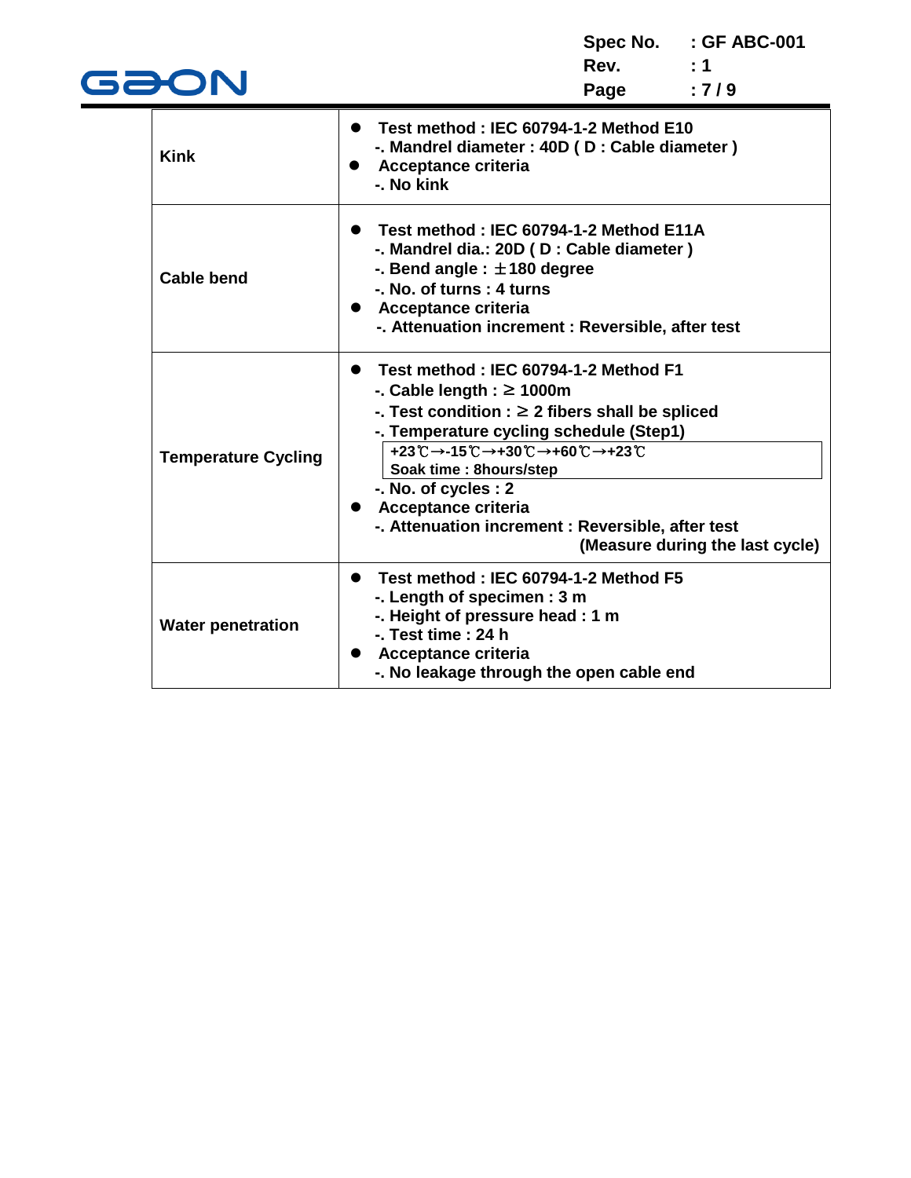| | |
|---|---|
| **Kink** | ● **Test method : IEC 60794-1-2 Method E10**<br>**-. Mandrel diameter : 40D ( D : Cable diameter )**<br>● **Acceptance criteria**<br>**-. No kink** |
| **Cable bend** | ● **Test method : IEC 60794-1-2 Method E11A**<br>**-. Mandrel dia.: 20D ( D : Cable diameter )**<br>**-. Bend angle : ±180 degree**<br>**-. No. of turns : 4 turns**<br>● **Acceptance criteria**<br>**-. Attenuation increment : Reversible, after test** |
| **Temperature Cycling** | ● **Test method : IEC 60794-1-2 Method F1**<br>**-. Cable length : ≥ 1000m**<br>**-. Test condition : ≥ 2 fibers shall be spliced**<br>**-. Temperature cycling schedule (Step1)**<br>**+23℃→-15℃→+30℃→+60℃→+23℃**<br>**Soak time : 8hours/step**<br>**-. No. of cycles : 2**<br>● **Acceptance criteria**<br>**-. Attenuation increment : Reversible, after test (Measure during the last cycle)** |
| **Water penetration** | ● **Test method : IEC 60794-1-2 Method F5**<br>**-. Length of specimen : 3 m**<br>**-. Height of pressure head : 1 m**<br>**-. Test time : 24 h**<br>● **Acceptance criteria**<br>**-. No leakage through the open cable end** |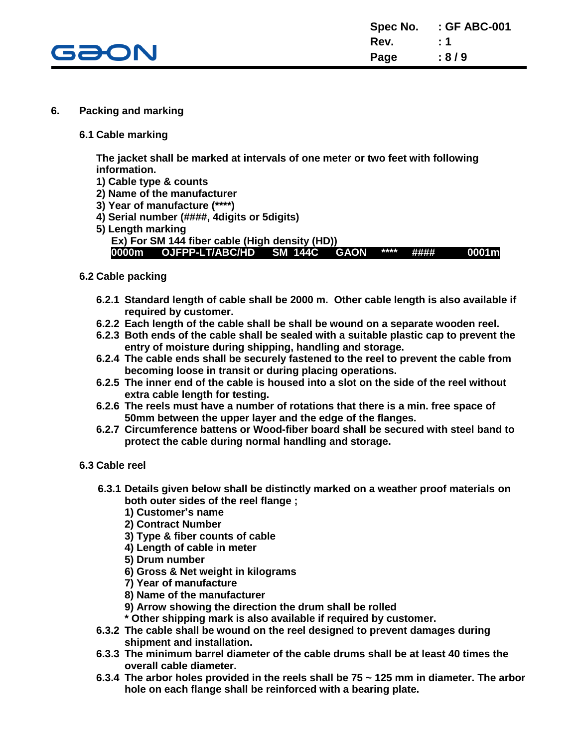## 6. Packing and marking

### 6.1 Cable marking

The jacket shall be marked at intervals of one meter or two feet with following information.

1) Cable type & counts
2) Name of the manufacturer
3) Year of manufacture (****)
4) Serial number (####, 4digits or 5digits)
5) Length marking

Ex) For SM 144 fiber cable (High density (HD))

`0000m    OJFPP-LT/ABC/HD    SM 144C    GAON    ****    ####    0001m`

### 6.2 Cable packing

6.2.1 Standard length of cable shall be 2000 m. Other cable length is also available if required by customer.

6.2.2 Each length of the cable shall be shall be wound on a separate wooden reel.

6.2.3 Both ends of the cable shall be sealed with a suitable plastic cap to prevent the entry of moisture during shipping, handling and storage.

6.2.4 The cable ends shall be securely fastened to the reel to prevent the cable from becoming loose in transit or during placing operations.

6.2.5 The inner end of the cable is housed into a slot on the side of the reel without extra cable length for testing.

6.2.6 The reels must have a number of rotations that there is a min. free space of 50mm between the upper layer and the edge of the flanges.

6.2.7 Circumference battens or Wood-fiber board shall be secured with steel band to protect the cable during normal handling and storage.

### 6.3 Cable reel

6.3.1 Details given below shall be distinctly marked on a weather proof materials on both outer sides of the reel flange ;

1) Customer's name
2) Contract Number
3) Type & fiber counts of cable
4) Length of cable in meter
5) Drum number
6) Gross & Net weight in kilograms
7) Year of manufacture
8) Name of the manufacturer
9) Arrow showing the direction the drum shall be rolled

\* Other shipping mark is also available if required by customer.

6.3.2 The cable shall be wound on the reel designed to prevent damages during shipment and installation.

6.3.3 The minimum barrel diameter of the cable drums shall be at least 40 times the overall cable diameter.

6.3.4 The arbor holes provided in the reels shall be 75 ~ 125 mm in diameter. The arbor hole on each flange shall be reinforced with a bearing plate.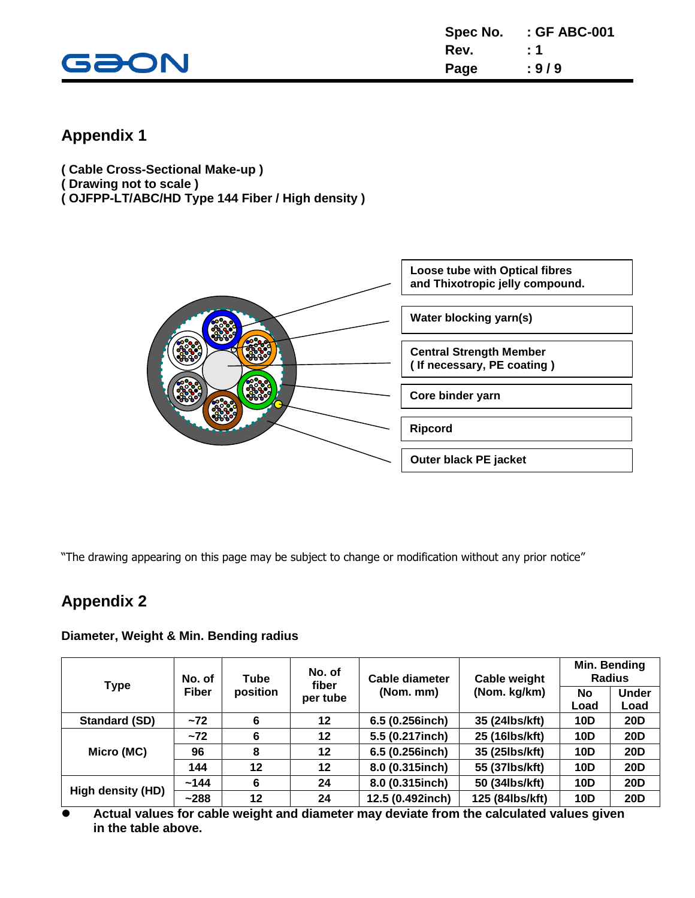## Appendix 1

**( Cable Cross-Sectional Make-up )**
**( Drawing not to scale )**
**( OJFPP-LT/ABC/HD Type 144 Fiber / High density )**

Loose tube with Optical fibres and Thixotropic jelly compound.

Water blocking yarn(s)

Central Strength Member
( If necessary, PE coating )

Core binder yarn

Ripcord

Outer black PE jacket

"The drawing appearing on this page may be subject to change or modification without any prior notice"

## Appendix 2

**Diameter, Weight & Min. Bending radius**

| Type | No. of Fiber | Tube position | No. of fiber per tube | Cable diameter (Nom. mm) | Cable weight (Nom. kg/km) | Min. Bending Radius | |
|---|---|---|---|---|---|---|---|
| | | | | | | No Load | Under Load |
| Standard (SD) | ~72 | 6 | 12 | 6.5 (0.256inch) | 35 (24lbs/kft) | 10D | 20D |
| Micro (MC) | ~72 | 6 | 12 | 5.5 (0.217inch) | 25 (16lbs/kft) | 10D | 20D |
| | 96 | 8 | 12 | 6.5 (0.256inch) | 35 (25lbs/kft) | 10D | 20D |
| | 144 | 12 | 12 | 8.0 (0.315inch) | 55 (37lbs/kft) | 10D | 20D |
| High density (HD) | ~144 | 6 | 24 | 8.0 (0.315inch) | 50 (34lbs/kft) | 10D | 20D |
| | ~288 | 12 | 24 | 12.5 (0.492inch) | 125 (84lbs/kft) | 10D | 20D |

- **Actual values for cable weight and diameter may deviate from the calculated values given in the table above.**